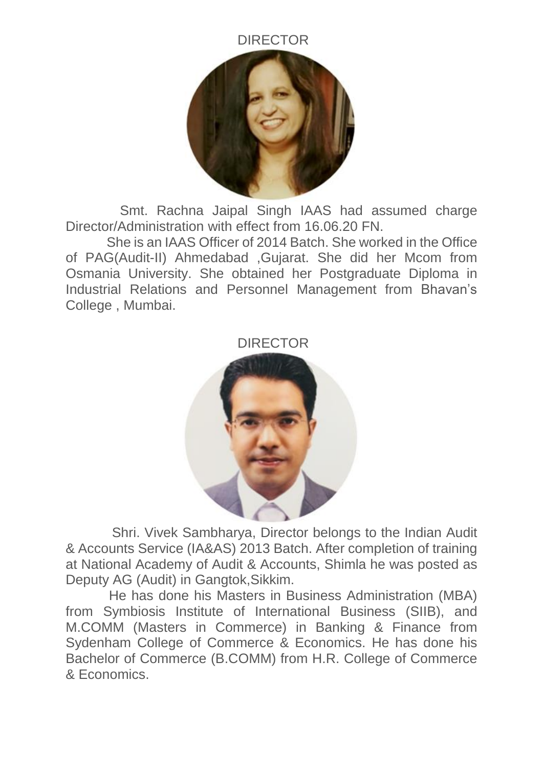## DIRECTOR

Smt. Rachna Jaipal Singh IAAS had assumed charge Director/Administration with effect from 16.06.20 FN.

She is an IAAS Officer of 2014 Batch. She worked in the Office of PAG(Audit-II) Ahmedabad ,Gujarat. She did her Mcom from Osmania University. She obtained her Postgraduate Diploma in Industrial Relations and Personnel Management from Bhavan's College , Mumbai.

## DIRECTOR

Shri. Vivek Sambharya, Director belongs to the Indian Audit & Accounts Service (IA&AS) 2013 Batch. After completion of training at National Academy of Audit & Accounts, Shimla he was posted as Deputy AG (Audit) in Gangtok,Sikkim.

He has done his Masters in Business Administration (MBA) from Symbiosis Institute of International Business (SIIB), and M.COMM (Masters in Commerce) in Banking & Finance from Sydenham College of Commerce & Economics. He has done his Bachelor of Commerce (B.COMM) from H.R. College of Commerce & Economics.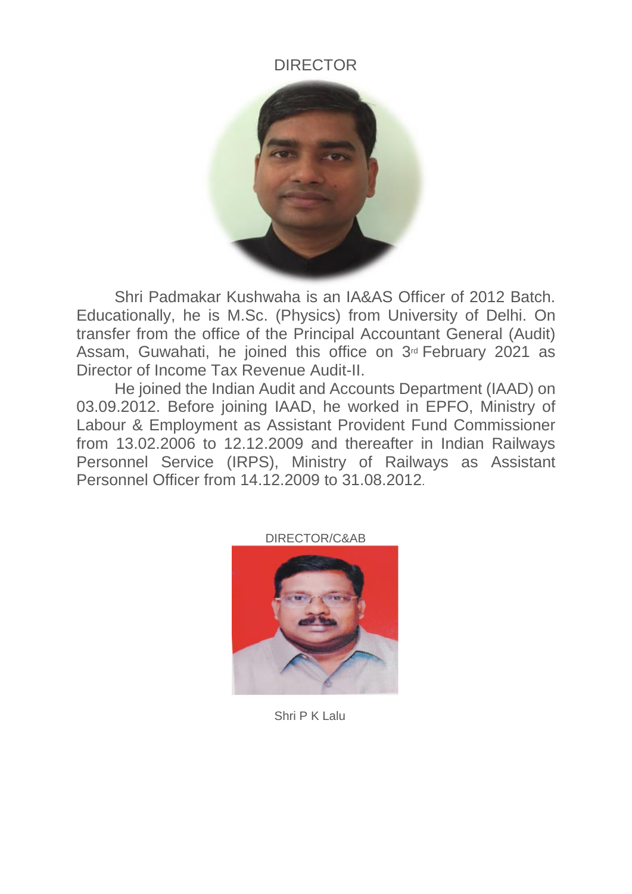## DIRECTOR

Shri Padmakar Kushwaha is an IA&AS Officer of 2012 Batch. Educationally, he is M.Sc. (Physics) from University of Delhi. On transfer from the office of the Principal Accountant General (Audit) Assam, Guwahati, he joined this office on 3rd February 2021 as Director of Income Tax Revenue Audit-II.

He joined the Indian Audit and Accounts Department (IAAD) on 03.09.2012. Before joining IAAD, he worked in EPFO, Ministry of Labour & Employment as Assistant Provident Fund Commissioner from 13.02.2006 to 12.12.2009 and thereafter in Indian Railways Personnel Service (IRPS), Ministry of Railways as Assistant Personnel Officer from 14.12.2009 to 31.08.2012.

## DIRECTOR/C&AB

Shri P K Lalu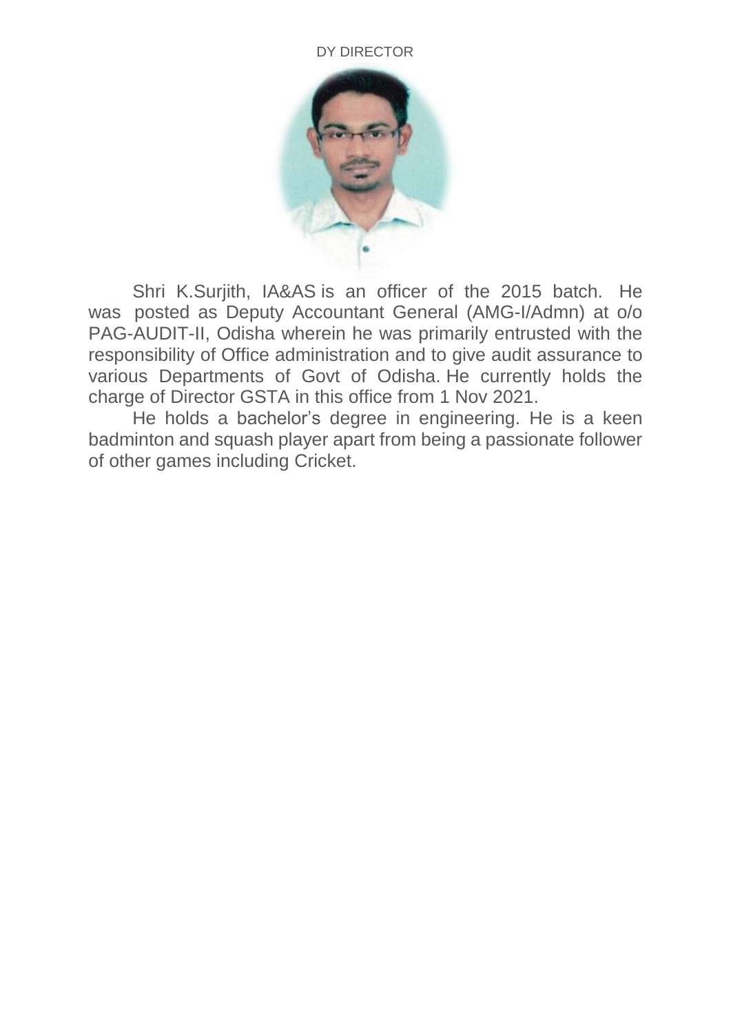DY DIRECTOR

Shri K.Surjith, IA&AS is an officer of the 2015 batch. He was posted as Deputy Accountant General (AMG-I/Admn) at o/o PAG-AUDIT-II, Odisha wherein he was primarily entrusted with the responsibility of Office administration and to give audit assurance to various Departments of Govt of Odisha. He currently holds the charge of Director GSTA in this office from 1 Nov 2021.

He holds a bachelor's degree in engineering. He is a keen badminton and squash player apart from being a passionate follower of other games including Cricket.